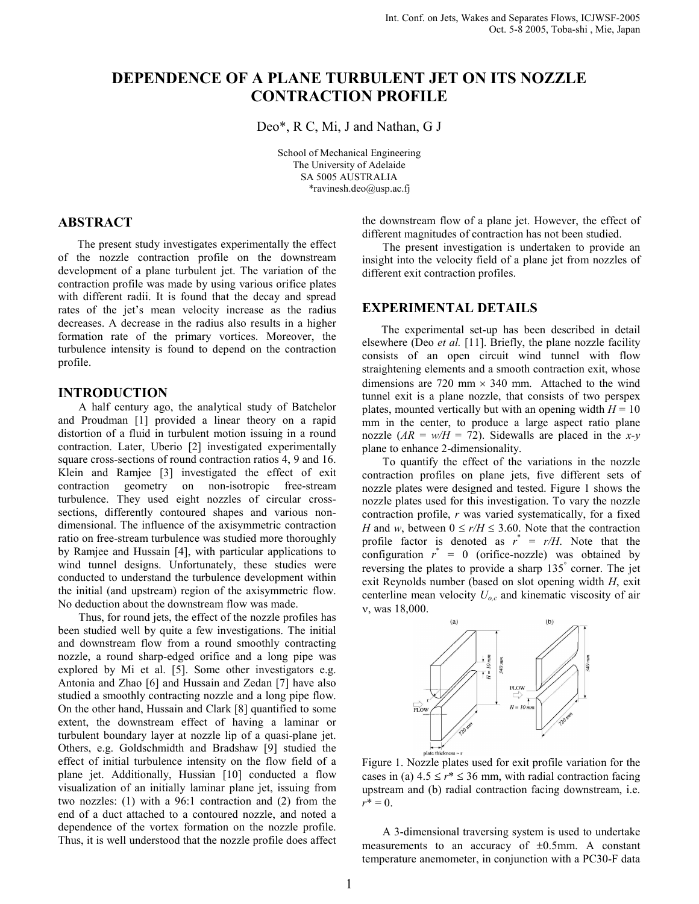# DEPENDENCE OF A PLANE TURBULENT JET ON ITS NOZZLE CONTRACTION PROFILE

Deo*, R C, Mi, J and Nathan, G J

School of Mechanical Engineering
The University of Adelaide
SA 5005 AUSTRALIA
*ravinesh.deo@usp.ac.fj

## ABSTRACT

The present study investigates experimentally the effect of the nozzle contraction profile on the downstream development of a plane turbulent jet. The variation of the contraction profile was made by using various orifice plates with different radii. It is found that the decay and spread rates of the jet's mean velocity increase as the radius decreases. A decrease in the radius also results in a higher formation rate of the primary vortices. Moreover, the turbulence intensity is found to depend on the contraction profile.

## INTRODUCTION

A half century ago, the analytical study of Batchelor and Proudman [1] provided a linear theory on a rapid distortion of a fluid in turbulent motion issuing in a round contraction. Later, Uberio [2] investigated experimentally square cross-sections of round contraction ratios 4, 9 and 16. Klein and Ramjee [3] investigated the effect of exit contraction geometry on non-isotropic free-stream turbulence. They used eight nozzles of circular cross-sections, differently contoured shapes and various non-dimensional. The influence of the axisymmetric contraction ratio on free-stream turbulence was studied more thoroughly by Ramjee and Hussain [4], with particular applications to wind tunnel designs. Unfortunately, these studies were conducted to understand the turbulence development within the initial (and upstream) region of the axisymmetric flow. No deduction about the downstream flow was made.

Thus, for round jets, the effect of the nozzle profiles has been studied well by quite a few investigations. The initial and downstream flow from a round smoothly contracting nozzle, a round sharp-edged orifice and a long pipe was explored by Mi et al. [5]. Some other investigators e.g. Antonia and Zhao [6] and Hussain and Zedan [7] have also studied a smoothly contracting nozzle and a long pipe flow. On the other hand, Hussain and Clark [8] quantified to some extent, the downstream effect of having a laminar or turbulent boundary layer at nozzle lip of a quasi-plane jet. Others, e.g. Goldschmidth and Bradshaw [9] studied the effect of initial turbulence intensity on the flow field of a plane jet. Additionally, Hussian [10] conducted a flow visualization of an initially laminar plane jet, issuing from two nozzles: (1) with a 96:1 contraction and (2) from the end of a duct attached to a contoured nozzle, and noted a dependence of the vortex formation on the nozzle profile. Thus, it is well understood that the nozzle profile does affect the downstream flow of a plane jet. However, the effect of different magnitudes of contraction has not been studied.

The present investigation is undertaken to provide an insight into the velocity field of a plane jet from nozzles of different exit contraction profiles.

## EXPERIMENTAL DETAILS

The experimental set-up has been described in detail elsewhere (Deo *et al.* [11]. Briefly, the plane nozzle facility consists of an open circuit wind tunnel with flow straightening elements and a smooth contraction exit, whose dimensions are 720 mm × 340 mm. Attached to the wind tunnel exit is a plane nozzle, that consists of two perspex plates, mounted vertically but with an opening width $H$ = 10 mm in the center, to produce a large aspect ratio plane nozzle ($AR = w/H$ = 72). Sidewalls are placed in the $x$-$y$ plane to enhance 2-dimensionality.

To quantify the effect of the variations in the nozzle contraction profiles on plane jets, five different sets of nozzle plates were designed and tested. Figure 1 shows the nozzle plates used for this investigation. To vary the nozzle contraction profile, $r$ was varied systematically, for a fixed $H$ and $w$, between $0 \le r/H \le 3.60$. Note that the contraction profile factor is denoted as $r^* = r/H$. Note that the configuration $r^* = 0$ (orifice-nozzle) was obtained by reversing the plates to provide a sharp 135° corner. The jet exit Reynolds number (based on slot opening width $H$, exit centerline mean velocity $U_{o,c}$ and kinematic viscosity of air ν, was 18,000.

Figure 1. Nozzle plates used for exit profile variation for the cases in (a) $4.5 \le r^* \le 36$ mm, with radial contraction facing upstream and (b) radial contraction facing downstream, i.e. $r^* = 0$.

A 3-dimensional traversing system is used to undertake measurements to an accuracy of ±0.5mm. A constant temperature anemometer, in conjunction with a PC30-F data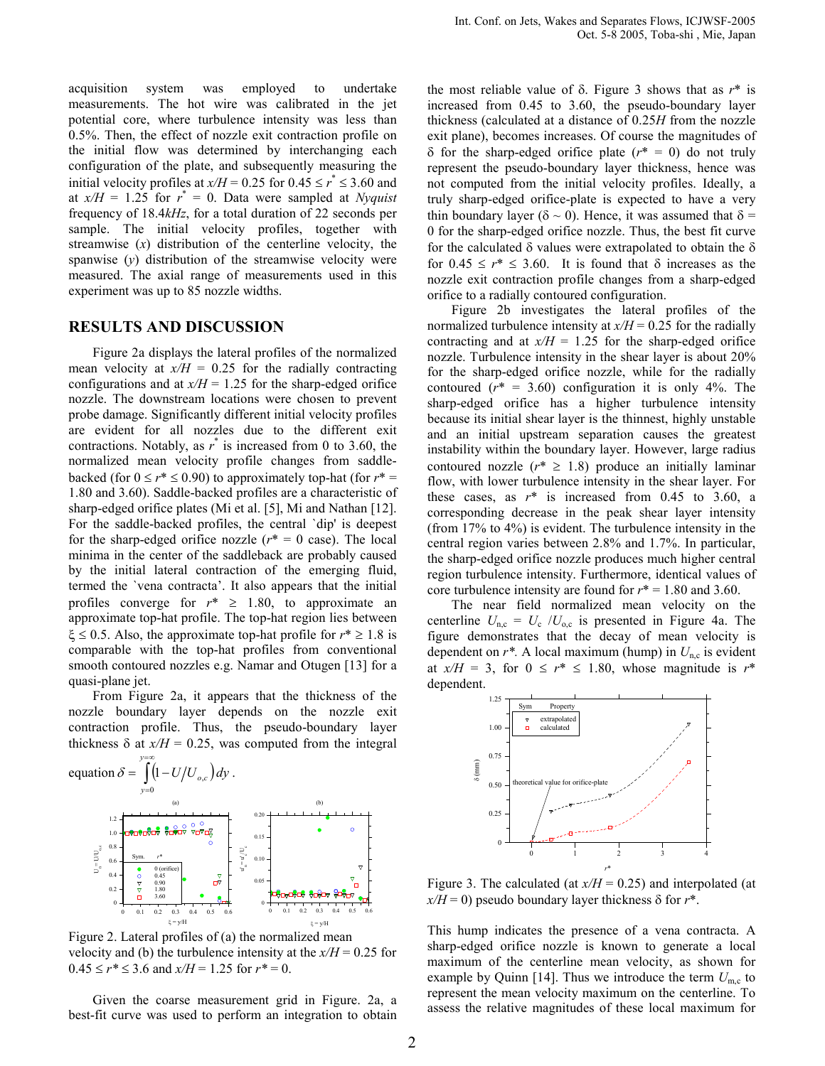acquisition system was employed to undertake measurements. The hot wire was calibrated in the jet potential core, where turbulence intensity was less than 0.5%. Then, the effect of nozzle exit contraction profile on the initial flow was determined by interchanging each configuration of the plate, and subsequently measuring the initial velocity profiles at $x/H = 0.25$ for $0.45 \leq r^* \leq 3.60$ and at $x/H = 1.25$ for $r^* = 0$. Data were sampled at *Nyquist* frequency of 18.4*kHz*, for a total duration of 22 seconds per sample. The initial velocity profiles, together with streamwise ($x$) distribution of the centerline velocity, the spanwise ($y$) distribution of the streamwise velocity were measured. The axial range of measurements used in this experiment was up to 85 nozzle widths.

## RESULTS AND DISCUSSION

Figure 2a displays the lateral profiles of the normalized mean velocity at $x/H = 0.25$ for the radially contracting configurations and at $x/H = 1.25$ for the sharp-edged orifice nozzle. The downstream locations were chosen to prevent probe damage. Significantly different initial velocity profiles are evident for all nozzles due to the different exit contractions. Notably, as $r^*$ is increased from 0 to 3.60, the normalized mean velocity profile changes from saddle-backed (for $0 \leq r^* \leq 0.90$) to approximately top-hat (for $r^* =$ 1.80 and 3.60). Saddle-backed profiles are a characteristic of sharp-edged orifice plates (Mi et al. [5], Mi and Nathan [12]. For the saddle-backed profiles, the central `dip' is deepest for the sharp-edged orifice nozzle ($r^* = 0$ case). The local minima in the center of the saddleback are probably caused by the initial lateral contraction of the emerging fluid, termed the `vena contracta'. It also appears that the initial profiles converge for $r^* \geq 1.80$, to approximate an approximate top-hat profile. The top-hat region lies between $\xi \leq 0.5$. Also, the approximate top-hat profile for $r^* \geq 1.8$ is comparable with the top-hat profiles from conventional smooth contoured nozzles e.g. Namar and Otugen [13] for a quasi-plane jet.

From Figure 2a, it appears that the thickness of the nozzle boundary layer depends on the nozzle exit contraction profile. Thus, the pseudo-boundary layer thickness $\delta$ at $x/H = 0.25$, was computed from the integral equation $\delta = \int_{y=0}^{y=\infty} \left(1 - U/U_{o,c}\right) dy$.

Figure 2. Lateral profiles of (a) the normalized mean velocity and (b) the turbulence intensity at the $x/H = 0.25$ for $0.45 \leq r^* \leq 3.6$ and $x/H = 1.25$ for $r^* = 0$.

Given the coarse measurement grid in Figure. 2a, a best-fit curve was used to perform an integration to obtain the most reliable value of $\delta$. Figure 3 shows that as $r^*$ is increased from 0.45 to 3.60, the pseudo-boundary layer thickness (calculated at a distance of $0.25H$ from the nozzle exit plane), becomes increases. Of course the magnitudes of $\delta$ for the sharp-edged orifice plate ($r^* = 0$) do not truly represent the pseudo-boundary layer thickness, hence was not computed from the initial velocity profiles. Ideally, a truly sharp-edged orifice-plate is expected to have a very thin boundary layer ($\delta \sim 0$). Hence, it was assumed that $\delta =$ 0 for the sharp-edged orifice nozzle. Thus, the best fit curve for the calculated $\delta$ values were extrapolated to obtain the $\delta$ for $0.45 \leq r^* \leq 3.60$. It is found that $\delta$ increases as the nozzle exit contraction profile changes from a sharp-edged orifice to a radially contoured configuration.

Figure 2b investigates the lateral profiles of the normalized turbulence intensity at $x/H = 0.25$ for the radially contracting and at $x/H = 1.25$ for the sharp-edged orifice nozzle. Turbulence intensity in the shear layer is about 20% for the sharp-edged orifice nozzle, while for the radially contoured ($r^* = 3.60$) configuration it is only 4%. The sharp-edged orifice has a higher turbulence intensity because its initial shear layer is the thinnest, highly unstable and an initial upstream separation causes the greatest instability within the boundary layer. However, large radius contoured nozzle ($r^* \geq 1.8$) produce an initially laminar flow, with lower turbulence intensity in the shear layer. For these cases, as $r^*$ is increased from 0.45 to 3.60, a corresponding decrease in the peak shear layer intensity (from 17% to 4%) is evident. The turbulence intensity in the central region varies between 2.8% and 1.7%. In particular, the sharp-edged orifice nozzle produces much higher central region turbulence intensity. Furthermore, identical values of core turbulence intensity are found for $r^* = 1.80$ and 3.60.

The near field normalized mean velocity on the centerline $U_{n,c} = U_c / U_{o,c}$ is presented in Figure 4a. The figure demonstrates that the decay of mean velocity is dependent on $r^*$. A local maximum (hump) in $U_{n,c}$ is evident at $x/H = 3$, for $0 \leq r^* \leq 1.80$, whose magnitude is $r^*$ dependent.

Figure 3. The calculated (at $x/H = 0.25$) and interpolated (at $x/H = 0$) pseudo boundary layer thickness $\delta$ for $r^*$.

This hump indicates the presence of a vena contracta. A sharp-edged orifice nozzle is known to generate a local maximum of the centerline mean velocity, as shown for example by Quinn [14]. Thus we introduce the term $U_{m,c}$ to represent the mean velocity maximum on the centerline. To assess the relative magnitudes of these local maximum for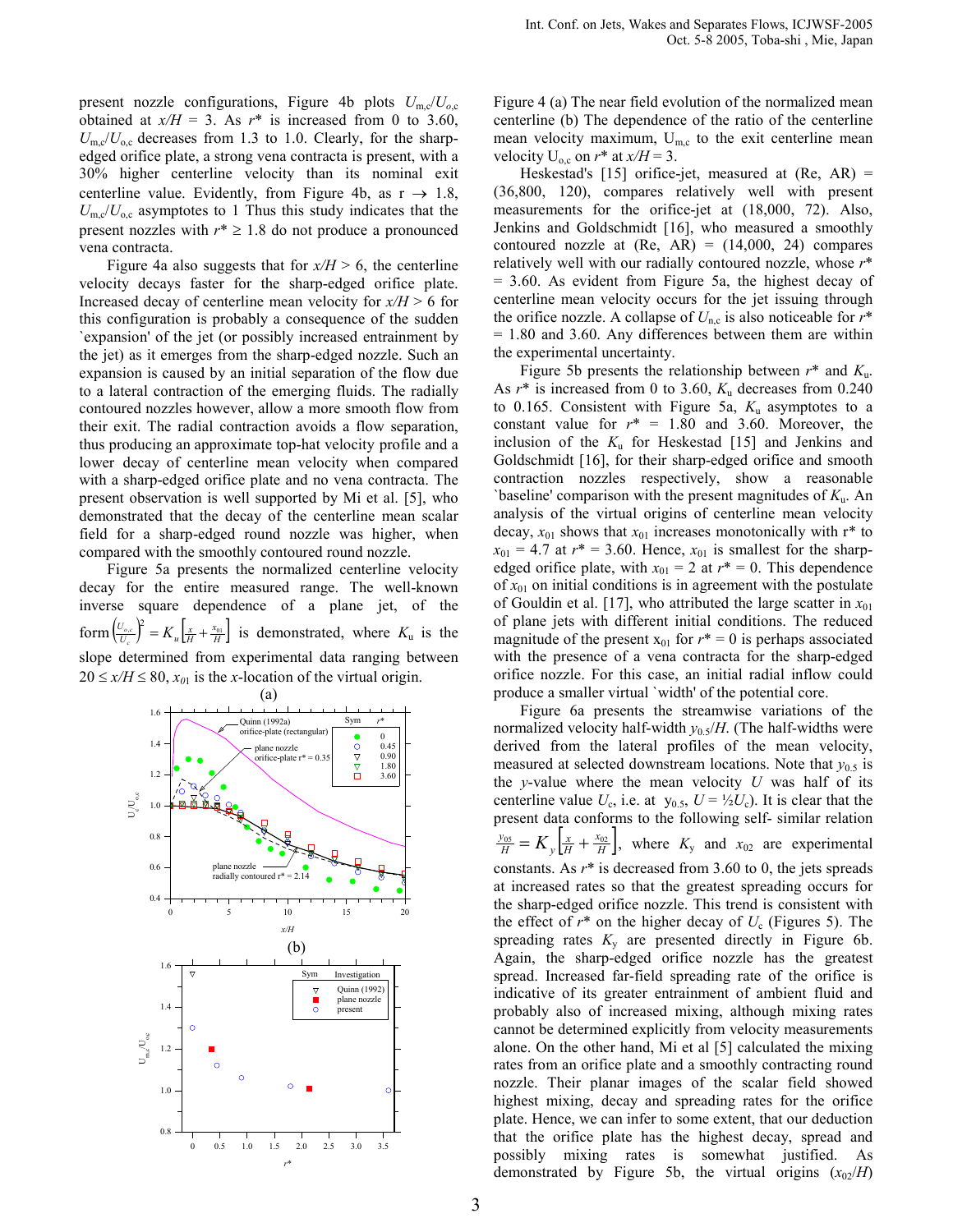present nozzle configurations, Figure 4b plots $U_{m,c}/U_{o,c}$ obtained at $x/H$ = 3. As $r^*$ is increased from 0 to 3.60, $U_{m,c}/U_{o,c}$ decreases from 1.3 to 1.0. Clearly, for the sharp-edged orifice plate, a strong vena contracta is present, with a 30% higher centerline velocity than its nominal exit centerline value. Evidently, from Figure 4b, as r → 1.8, $U_{m,c}/U_{o,c}$ asymptotes to 1 Thus this study indicates that the present nozzles with $r^* \geq 1.8$ do not produce a pronounced vena contracta.

Figure 4a also suggests that for $x/H > 6$, the centerline velocity decays faster for the sharp-edged orifice plate. Increased decay of centerline mean velocity for $x/H > 6$ for this configuration is probably a consequence of the sudden `expansion' of the jet (or possibly increased entrainment by the jet) as it emerges from the sharp-edged nozzle. Such an expansion is caused by an initial separation of the flow due to a lateral contraction of the emerging fluids. The radially contoured nozzles however, allow a more smooth flow from their exit. The radial contraction avoids a flow separation, thus producing an approximate top-hat velocity profile and a lower decay of centerline mean velocity when compared with a sharp-edged orifice plate and no vena contracta. The present observation is well supported by Mi et al. [5], who demonstrated that the decay of the centerline mean scalar field for a sharp-edged round nozzle was higher, when compared with the smoothly contoured round nozzle.

Figure 5a presents the normalized centerline velocity decay for the entire measured range. The well-known inverse square dependence of a plane jet, of the form $\left(\frac{U_{o,c}}{U_c}\right)^2 = K_u\left[\frac{x}{H} + \frac{x_{01}}{H}\right]$ is demonstrated, where $K_u$ is the slope determined from experimental data ranging between $20 \leq x/H \leq 80$, $x_{01}$ is the $x$-location of the virtual origin.

Figure 4 (a) The near field evolution of the normalized mean centerline velocity (b) The dependence of the ratio of the centerline mean velocity maximum, $U_{m,c}$ to the exit centerline mean velocity $U_{o,c}$ on $r^*$ at $x/H = 3$.

Heskestad's [15] orifice-jet, measured at (Re, AR) = (36,800, 120), compares relatively well with present measurements for the orifice-jet at (18,000, 72). Also, Jenkins and Goldschmidt [16], who measured a smoothly contoured nozzle at (Re, AR) = (14,000, 24) compares relatively well with our radially contoured nozzle, whose $r^*$ = 3.60. As evident from Figure 5a, the highest decay of centerline mean velocity occurs for the jet issuing through the orifice nozzle. A collapse of $U_{n,c}$ is also noticeable for $r^*$ = 1.80 and 3.60. Any differences between them are within the experimental uncertainty.

Figure 5b presents the relationship between $r^*$ and $K_u$. As $r^*$ is increased from 0 to 3.60, $K_u$ decreases from 0.240 to 0.165. Consistent with Figure 5a, $K_u$ asymptotes to a constant value for $r^*$ = 1.80 and 3.60. Moreover, the inclusion of the $K_u$ for Heskestad [15] and Jenkins and Goldschmidt [16], for their sharp-edged orifice and smooth contraction nozzles respectively, show a reasonable `baseline' comparison with the present magnitudes of $K_u$. An analysis of the virtual origins of centerline mean velocity decay, $x_{01}$ shows that $x_{01}$ increases monotonically with r* to $x_{01}$ = 4.7 at $r^*$ = 3.60. Hence, $x_{01}$ is smallest for the sharp-edged orifice plate, with $x_{01}$ = 2 at $r^*$ = 0. This dependence of $x_{01}$ on initial conditions is in agreement with the postulate of Gouldin et al. [17], who attributed the large scatter in $x_{01}$ of plane jets with different initial conditions. The reduced magnitude of the present $x_{01}$ for $r^*$ = 0 is perhaps associated with the presence of a vena contracta for the sharp-edged orifice nozzle. For this case, an initial radial inflow could produce a smaller virtual `width' of the potential core.

Figure 6a presents the streamwise variations of the normalized velocity half-width $y_{0.5}/H$. (The half-widths were derived from the lateral profiles of the mean velocity, measured at selected downstream locations. Note that $y_{0.5}$ is the $y$-value where the mean velocity $U$ was half of the centerline value $U_c$, i.e. at $y_{0.5}$, $U = \frac{1}{2}U_c$). It is clear that the present data conforms to the following self- similar relation $\frac{y_{05}}{H} = K_y\left[\frac{x}{H} + \frac{x_{02}}{H}\right]$, where $K_y$ and $x_{02}$ are experimental constants. As $r^*$ is decreased from 3.60 to 0, the jets spreads at increased rates so that the greatest spreading occurs for the sharp-edged orifice nozzle. This trend is consistent with the effect of $r^*$ on the higher decay of $U_c$ (Figures 5). The spreading rates $K_y$ are presented directly in Figure 6b. Again, the sharp-edged orifice nozzle has the greatest spread. Increased far-field spreading rate of the orifice is indicative of its greater entrainment of ambient fluid and probably also of increased mixing, although mixing rates cannot be determined explicitly from velocity measurements alone. On the other hand, Mi et al [5] calculated the mixing rates from an orifice plate and a smoothly contracting round nozzle. Their planar images of the scalar field showed highest mixing, decay and spreading rates for the orifice plate. Hence, we can infer to some extent, that our deduction that the orifice plate has the highest decay, spread and possibly mixing rates is somewhat justified. As demonstrated by Figure 5b, the virtual origins ($x_{02}/H$)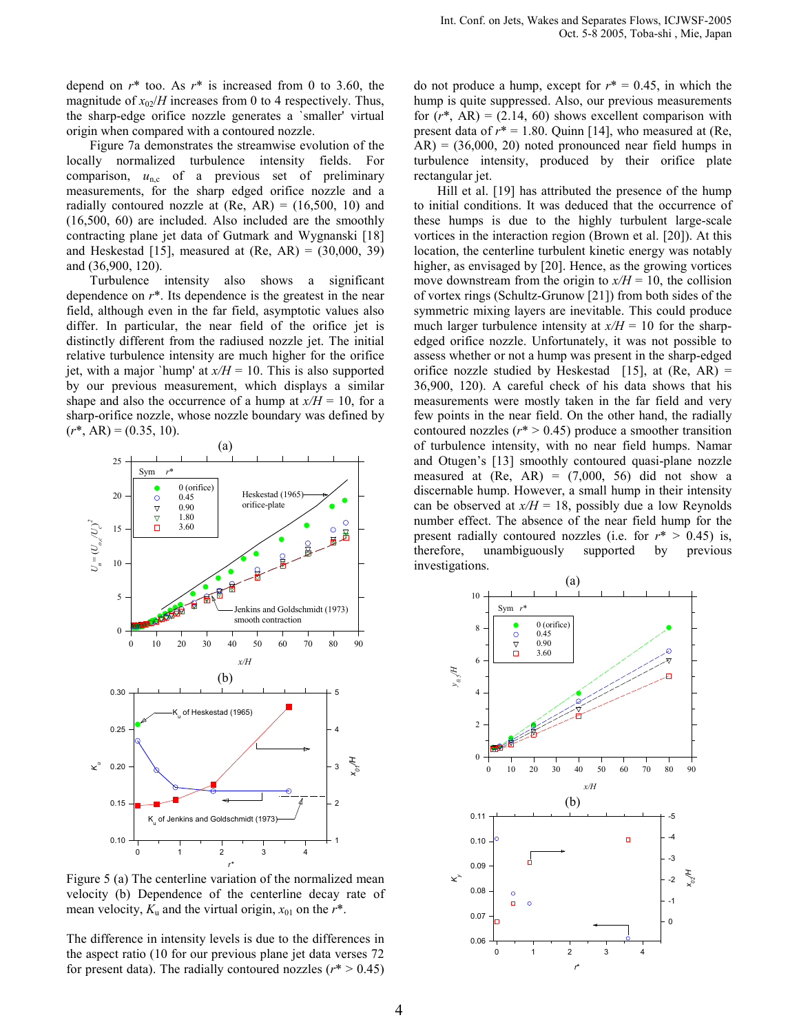depend on $r^*$ too. As $r^*$ is increased from 0 to 3.60, the magnitude of $x_{02}/H$ increases from 0 to 4 respectively. Thus, the sharp-edge orifice nozzle generates a `smaller' virtual origin when compared with a contoured nozzle.

Figure 7a demonstrates the streamwise evolution of the locally normalized turbulence intensity fields. For comparison, $u_{n,c}$ of a previous set of preliminary measurements, for the sharp edged orifice nozzle and a radially contoured nozzle at (Re, AR) = (16,500, 10) and (16,500, 60) are included. Also included are the smoothly contracting plane jet data of Gutmark and Wygnanski [18] and Heskestad [15], measured at (Re, AR) = (30,000, 39) and (36,900, 120).

Turbulence intensity also shows a significant dependence on $r^*$. Its dependence is the greatest in the near field, although even in the far field, asymptotic values also differ. In particular, the near field of the orifice jet is distinctly different from the radiused nozzle jet. The initial relative turbulence intensity are much higher for the orifice jet, with a major `hump' at $x/H = 10$. This is also supported by our previous measurement, which displays a similar shape and also the occurrence of a hump at $x/H = 10$, for a sharp-orifice nozzle, whose nozzle boundary was defined by ($r^*$, AR) = (0.35, 10).

Figure 5 (a) The centerline variation of the normalized mean velocity (b) Dependence of the centerline decay rate of mean velocity, $K_u$ and the virtual origin, $x_{01}$ on the $r^*$.

The difference in intensity levels is due to the differences in the aspect ratio (10 for our previous plane jet data verses 72 for present data). The radially contoured nozzles ($r^* > 0.45$) do not produce a hump, except for $r^* = 0.45$, in which the hump is quite suppressed. Also, our previous measurements for ($r^*$, AR) = (2.14, 60) shows excellent comparison with present data of $r^* = 1.80$. Quinn [14], who measured at (Re, AR) = (36,000, 20) noted pronounced near field humps in turbulence intensity, produced by their orifice plate rectangular jet.

Hill et al. [19] has attributed the presence of the hump to initial conditions. It was deduced that the occurrence of these humps is due to the highly turbulent large-scale vortices in the interaction region (Brown et al. [20]). At this location, the centerline turbulent kinetic energy was notably higher, as envisaged by [20]. Hence, as the growing vortices move downstream from the origin to $x/H = 10$, the collision of vortex rings (Schultz-Grunow [21]) from both sides of the symmetric mixing layers are inevitable. This could produce much larger turbulence intensity at $x/H = 10$ for the sharp-edged orifice nozzle. Unfortunately, it was not possible to assess whether or not a hump was present in the sharp-edged orifice nozzle studied by Heskestad [15], at (Re, AR) = 36,900, 120). A careful check of his data shows that his measurements were mostly taken in the far field and very few points in the near field. On the other hand, the radially contoured nozzles ($r^* > 0.45$) produce a smoother transition of turbulence intensity, with no near field humps. Namar and Otugen's [13] smoothly contoured quasi-plane nozzle measured at (Re, AR) = (7,000, 56) did not show a discernable hump. However, a small hump in their intensity can be observed at $x/H = 18$, possibly due a low Reynolds number effect. The absence of the near field hump for the present radially contoured nozzles (i.e. for $r^* > 0.45$) is, therefore, unambiguously supported by previous investigations.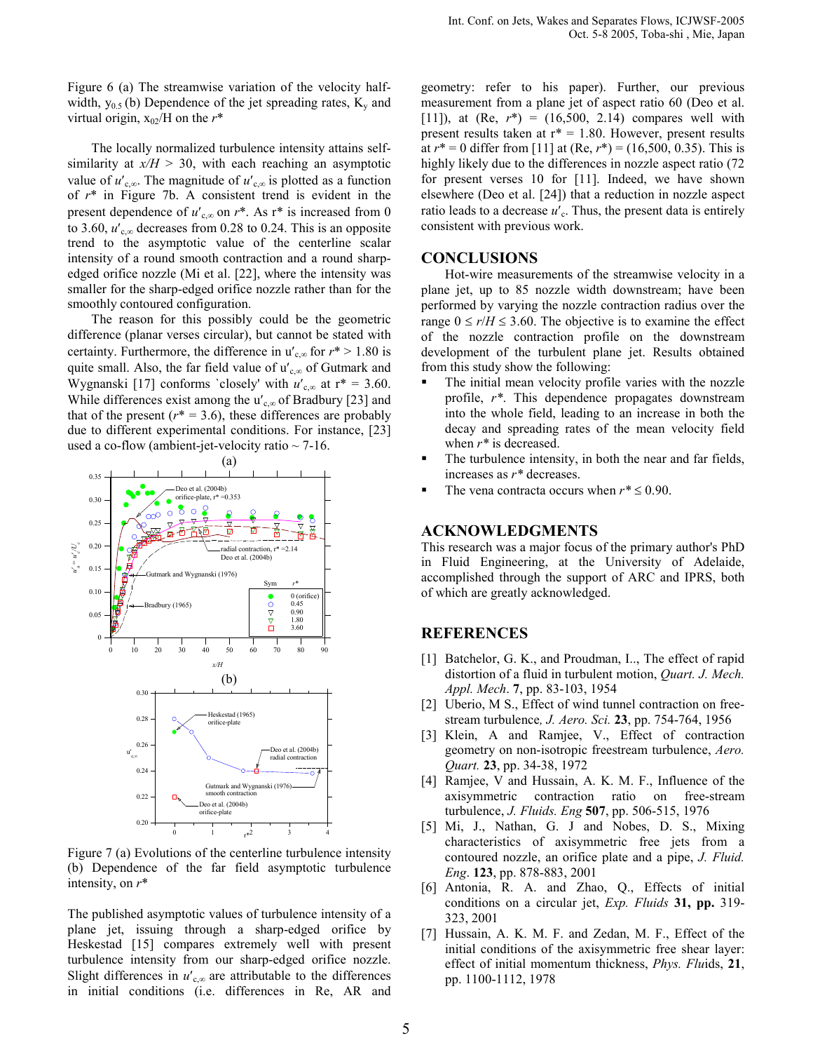Figure 6 (a) The streamwise variation of the velocity half-width, $y_{0.5}$ (b) Dependence of the jet spreading rates, $K_y$ and virtual origin, $x_{02}/H$ on the $r^*$

The locally normalized turbulence intensity attains self-similarity at $x/H$ > 30, with each reaching an asymptotic value of $u'_{c,\infty}$. The magnitude of $u'_{c,\infty}$ is plotted as a function of $r^*$ in Figure 7b. A consistent trend is evident in the present dependence of $u'_{c,\infty}$ on $r^*$. As $r^*$ is increased from 0 to 3.60, $u'_{c,\infty}$ decreases from 0.28 to 0.24. This is an opposite trend to the asymptotic value of the centerline scalar intensity of a round smooth contraction and a round sharp-edged orifice nozzle (Mi et al. [22], where the intensity was smaller for the sharp-edged orifice nozzle rather than for the smoothly contoured configuration.

The reason for this possibly could be the geometric difference (planar verses circular), but cannot be stated with certainty. Furthermore, the difference in $u'_{c,\infty}$ for $r^* > 1.80$ is quite small. Also, the far field value of $u'_{c,\infty}$ of Gutmark and Wygnanski [17] conforms `closely' with $u'_{c,\infty}$ at $r^* = 3.60$. While differences exist among the $u'_{c,\infty}$ of Bradbury [23] and that of the present ($r^* = 3.6$), these differences are probably due to different experimental conditions. For instance, [23] used a co-flow (ambient-jet-velocity ratio ~ 7-16.

Figure 7 (a) Evolutions of the centerline turbulence intensity (b) Dependence of the far field asymptotic turbulence intensity, on $r^*$

The published asymptotic values of turbulence intensity of a plane jet, issuing through a sharp-edged orifice by Heskestad [15] compares extremely well with present turbulence intensity from our sharp-edged orifice nozzle. Slight differences in $u'_{c,\infty}$ are attributable to the differences in initial conditions (i.e. differences in Re, AR and geometry: refer to his paper). Further, our previous measurement from a plane jet of aspect ratio 60 (Deo et al. [11]), at (Re, $r^*$) = (16,500, 2.14) compares well with present results taken at $r^* = 1.80$. However, present results at $r^* = 0$ differ from [11] at (Re, $r^*$) = (16,500, 0.35). This is highly likely due to the differences in nozzle aspect ratio (72 for present verses 10 for [11]. Indeed, we have shown elsewhere (Deo et al. [24]) that a reduction in nozzle aspect ratio leads to a decrease $u'_c$. Thus, the present data is entirely consistent with previous work.

## CONCLUSIONS

Hot-wire measurements of the streamwise velocity in a plane jet, up to 85 nozzle width downstream; have been performed by varying the nozzle contraction radius over the range $0 \le r/H \le 3.60$. The objective is to examine the effect of the nozzle contraction profile on the downstream development of the turbulent plane jet. Results obtained from this study show the following:

- The initial mean velocity profile varies with the nozzle profile, $r^*$. This dependence propagates downstream into the whole field, leading to an increase in both the decay and spreading rates of the mean velocity field when $r^*$ is decreased.
- The turbulence intensity, in both the near and far fields, increases as $r^*$ decreases.
- The vena contracta occurs when $r^* \le 0.90$.

## ACKNOWLEDGMENTS

This research was a major focus of the primary author's PhD in Fluid Engineering, at the University of Adelaide, accomplished through the support of ARC and IPRS, both of which are greatly acknowledged.

## REFERENCES

[1] Batchelor, G. K., and Proudman, I.., The effect of rapid distortion of a fluid in turbulent motion, *Quart. J. Mech. Appl. Mech*. **7**, pp. 83-103, 1954

[2] Uberio, M S., Effect of wind tunnel contraction on free-stream turbulence, *J. Aero. Sci.* **23**, pp. 754-764, 1956

[3] Klein, A and Ramjee, V., Effect of contraction geometry on non-isotropic freestream turbulence, *Aero. Quart.* **23**, pp. 34-38, 1972

[4] Ramjee, V and Hussain, A. K. M. F., Influence of the axisymmetric contraction ratio on free-stream turbulence, *J. Fluids. Eng* **507**, pp. 506-515, 1976

[5] Mi, J., Nathan, G. J and Nobes, D. S., Mixing characteristics of axisymmetric free jets from a contoured nozzle, an orifice plate and a pipe, *J. Fluid. Eng*. **123**, pp. 878-883, 2001

[6] Antonia, R. A. and Zhao, Q., Effects of initial conditions on a circular jet, *Exp. Fluids* **31, pp.** 319-323, 2001

[7] Hussain, A. K. M. F. and Zedan, M. F., Effect of the initial conditions of the axisymmetric free shear layer: effect of initial momentum thickness, *Phys. Flu*ids, **21**, pp. 1100-1112, 1978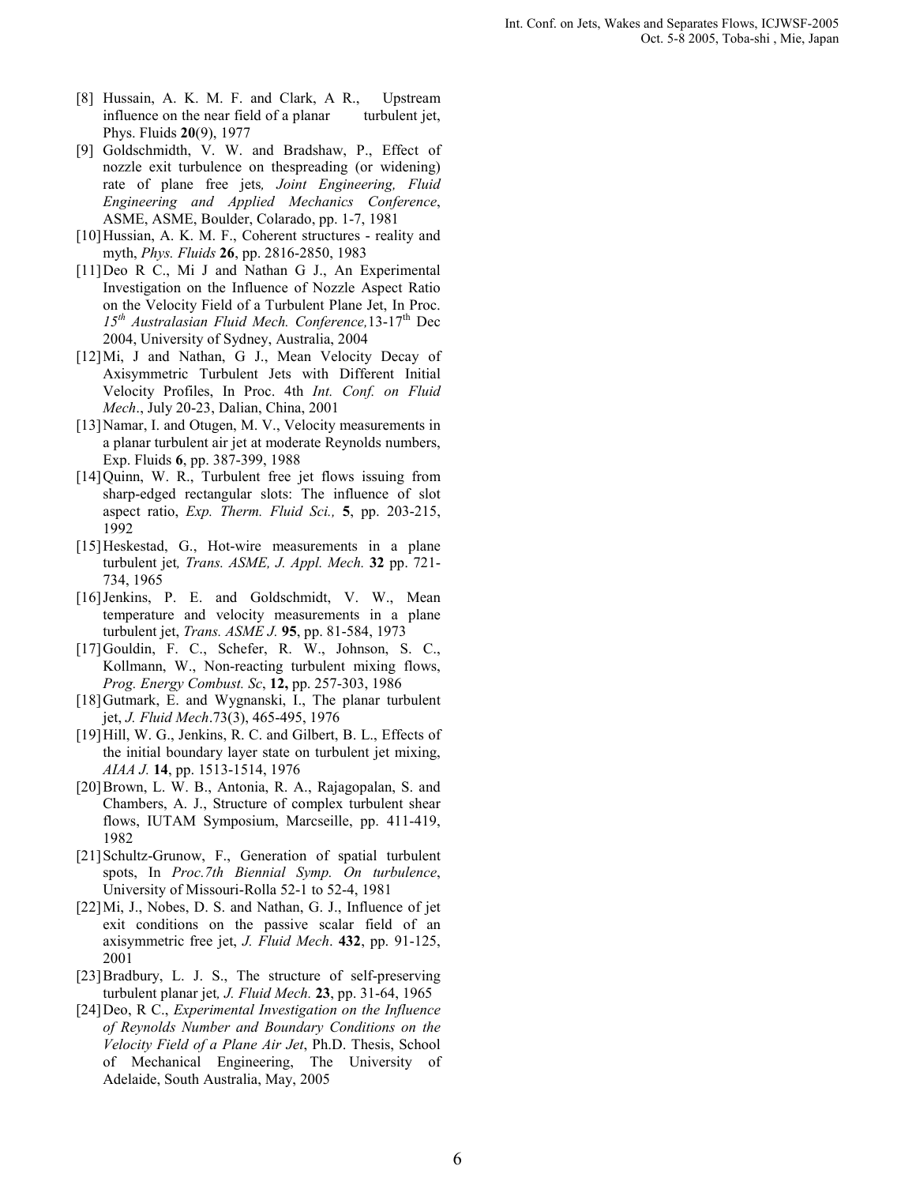[8] Hussain, A. K. M. F. and Clark, A R., Upstream influence on the near field of a planar turbulent jet, Phys. Fluids **20**(9), 1977

[9] Goldschmidth, V. W. and Bradshaw, P., Effect of nozzle exit turbulence on thespreading (or widening) rate of plane free jets*, Joint Engineering, Fluid Engineering and Applied Mechanics Conference*, ASME, ASME, Boulder, Colarado, pp. 1-7, 1981

[10] Hussian, A. K. M. F., Coherent structures - reality and myth, *Phys. Fluids* **26**, pp. 2816-2850, 1983

[11] Deo R C., Mi J and Nathan G J., An Experimental Investigation on the Influence of Nozzle Aspect Ratio on the Velocity Field of a Turbulent Plane Jet, In Proc. *15th Australasian Fluid Mech. Conference,*13-17th Dec 2004, University of Sydney, Australia, 2004

[12] Mi, J and Nathan, G J., Mean Velocity Decay of Axisymmetric Turbulent Jets with Different Initial Velocity Profiles, In Proc. 4th *Int. Conf. on Fluid Mech*., July 20-23, Dalian, China, 2001

[13] Namar, I. and Otugen, M. V., Velocity measurements in a planar turbulent air jet at moderate Reynolds numbers, Exp. Fluids **6**, pp. 387-399, 1988

[14] Quinn, W. R., Turbulent free jet flows issuing from sharp-edged rectangular slots: The influence of slot aspect ratio, *Exp. Therm. Fluid Sci.,* **5**, pp. 203-215, 1992

[15] Heskestad, G., Hot-wire measurements in a plane turbulent jet*, Trans. ASME, J. Appl. Mech.* **32** pp. 721-734, 1965

[16] Jenkins, P. E. and Goldschmidt, V. W., Mean temperature and velocity measurements in a plane turbulent jet, *Trans. ASME J.* **95**, pp. 81-584, 1973

[17] Gouldin, F. C., Schefer, R. W., Johnson, S. C., Kollmann, W., Non-reacting turbulent mixing flows, *Prog. Energy Combust. Sc*, **12,** pp. 257-303, 1986

[18] Gutmark, E. and Wygnanski, I., The planar turbulent jet, *J. Fluid Mech*.73(3), 465-495, 1976

[19] Hill, W. G., Jenkins, R. C. and Gilbert, B. L., Effects of the initial boundary layer state on turbulent jet mixing, *AIAA J.* **14**, pp. 1513-1514, 1976

[20] Brown, L. W. B., Antonia, R. A., Rajagopalan, S. and Chambers, A. J., Structure of complex turbulent shear flows, IUTAM Symposium, Marcseille, pp. 411-419, 1982

[21] Schultz-Grunow, F., Generation of spatial turbulent spots, In *Proc.7th Biennial Symp. On turbulence*, University of Missouri-Rolla 52-1 to 52-4, 1981

[22] Mi, J., Nobes, D. S. and Nathan, G. J., Influence of jet exit conditions on the passive scalar field of an axisymmetric free jet, *J. Fluid Mech*. **432**, pp. 91-125, 2001

[23] Bradbury, L. J. S., The structure of self-preserving turbulent planar jet*, J. Fluid Mech.* **23**, pp. 31-64, 1965

[24] Deo, R C., *Experimental Investigation on the Influence of Reynolds Number and Boundary Conditions on the Velocity Field of a Plane Air Jet*, Ph.D. Thesis, School of Mechanical Engineering, The University of Adelaide, South Australia, May, 2005